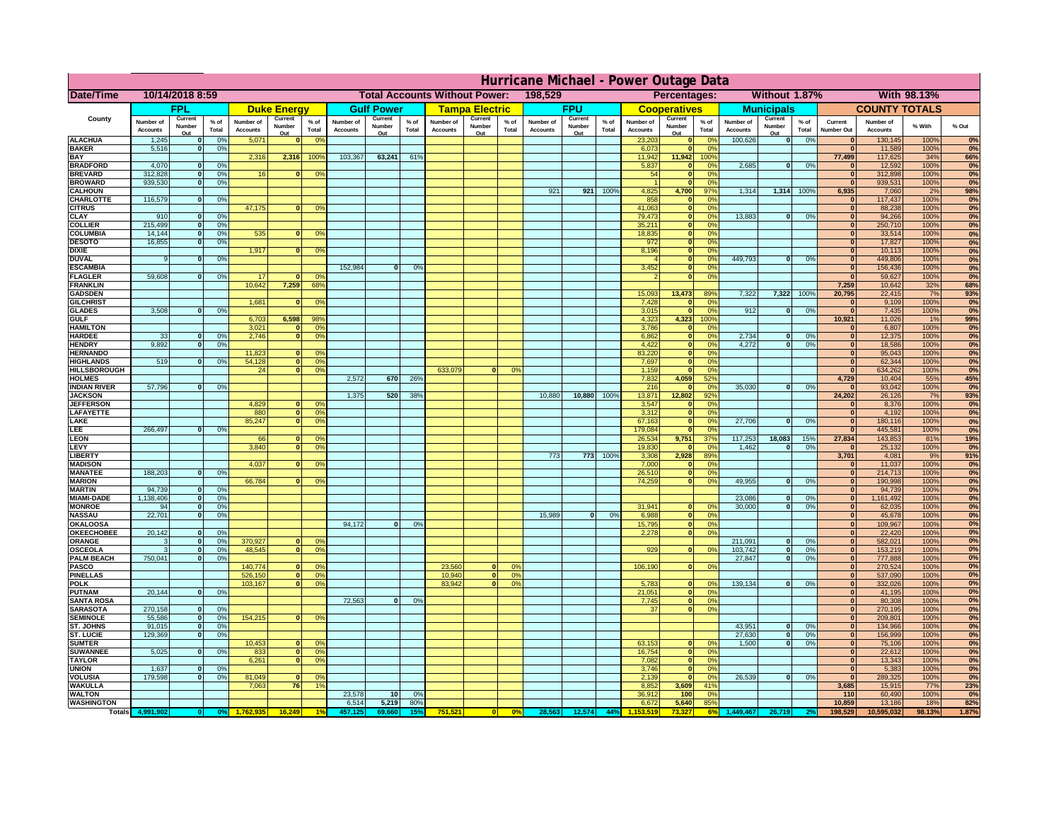# Hurricane Michael - Power Outage Data

| Date/Time | 10/14/2018 8:59 | | Total Accounts Without Power: | 198,529 | | Percentages: | Without 1.87% | With 98.13% |
|---|---|---|---|---|---|---|---|---|

| County | FPL | | | Duke Energy | | | Gulf Power | | | Tampa Electric | | | FPU | | | Cooperatives | | | Municipals | | | COUNTY TOTALS | | | |
|---|---|---|---|---|---|---|---|---|---|---|---|---|---|---|---|---|---|---|---|---|---|---|---|---|---|
| | Number of Accounts | Current Number Out | % of Total | Number of Accounts | Current Number Out | % of Total | Number of Accounts | Current Number Out | % of Total | Number of Accounts | Current Number Out | % of Total | Number of Accounts | Current Number Out | % of Total | Number of Accounts | Current Number Out | % of Total | Number of Accounts | Current Number Out | % of Total | Current Number Out | Number of Accounts | % With | % Out |
| ALACHUA | 1,245 | 0 | 0% | 5,071 | 0 | 0% | | | | | | | | | | 23,203 | 0 | 0% | 100,626 | 0 | 0% | 0 | 130,145 | 100% | 0% |
| BAKER | 5,516 | 0 | 0% | | | | | | | | | | | | | 6,073 | 0 | 0% | | | | 0 | 11,589 | 100% | 0% |
| BAY | | | | 2,316 | 2,316 | 100% | 103,367 | 63,241 | 61% | | | | | | | 11,942 | 11,942 | 100% | | | | 77,499 | 117,625 | 34% | 66% |
| BRADFORD | 4,070 | 0 | 0% | | | | | | | | | | | | | 5,837 | 0 | 0% | 2,685 | 0 | 0% | 0 | 12,592 | 100% | 0% |
| BREVARD | 312,828 | 0 | 0% | 16 | 0 | 0% | | | | | | | | | | 54 | 0 | 0% | | | | 0 | 312,898 | 100% | 0% |
| BROWARD | 939,530 | 0 | 0% | | | | | | | | | | | | | 1 | 0 | 0% | | | | 0 | 939,531 | 100% | 0% |
| CALHOUN | | | | | | | | | | | | | 921 | 921 | 100% | 4,825 | 4,700 | 97% | 1,314 | 1,314 | 100% | 6,935 | 7,060 | 2% | 98% |
| CHARLOTTE | 116,579 | 0 | 0% | | | | | | | | | | | | | 858 | 0 | 0% | | | | 0 | 117,437 | 100% | 0% |
| CITRUS | | | | 47,175 | 0 | 0% | | | | | | | | | | 41,063 | 0 | 0% | | | | 0 | 88,238 | 100% | 0% |
| CLAY | 910 | 0 | 0% | | | | | | | | | | | | | 79,473 | 0 | 0% | 13,883 | 0 | 0% | 0 | 94,266 | 100% | 0% |
| COLLIER | 215,499 | 0 | 0% | | | | | | | | | | | | | 35,211 | 0 | 0% | | | | 0 | 250,710 | 100% | 0% |
| COLUMBIA | 14,144 | 0 | 0% | 535 | 0 | 0% | | | | | | | | | | 18,835 | 0 | 0% | | | | 0 | 33,514 | 100% | 0% |
| DESOTO | 16,855 | 0 | 0% | | | | | | | | | | | | | 972 | 0 | 0% | | | | 0 | 17,827 | 100% | 0% |
| DIXIE | | | | 1,917 | 0 | 0% | | | | | | | | | | 8,196 | 0 | 0% | | | | 0 | 10,113 | 100% | 0% |
| DUVAL | 9 | 0 | 0% | | | | | | | | | | | | | 4 | 0 | 0% | 449,793 | 0 | 0% | 0 | 449,806 | 100% | 0% |
| ESCAMBIA | | | | | | | 152,984 | 0 | 0% | | | | | | | 3,452 | 0 | 0% | | | | 0 | 156,436 | 100% | 0% |
| FLAGLER | 59,608 | 0 | 0% | 17 | 0 | 0% | | | | | | | | | | 2 | 0 | 0% | | | | 0 | 59,627 | 100% | 0% |
| FRANKLIN | | | | 10,642 | 7,259 | 68% | | | | | | | | | | | | | | | | 7,259 | 10,642 | 32% | 68% |
| GADSDEN | | | | | | | | | | | | | | | | 15,093 | 13,473 | 89% | 7,322 | 7,322 | 100% | 20,795 | 22,415 | 7% | 93% |
| GILCHRIST | | | | 1,681 | 0 | 0% | | | | | | | | | | 7,428 | 0 | 0% | | | | 0 | 9,109 | 100% | 0% |
| GLADES | 3,508 | 0 | 0% | | | | | | | | | | | | | 3,015 | 0 | 0% | 912 | 0 | 0% | 0 | 7,435 | 100% | 0% |
| GULF | | | | 6,703 | 6,598 | 98% | | | | | | | | | | 4,323 | 4,323 | 100% | | | | 10,921 | 11,026 | 1% | 99% |
| HAMILTON | | | | 3,021 | 0 | 0% | | | | | | | | | | 3,786 | 0 | 0% | | | | 0 | 6,807 | 100% | 0% |
| HARDEE | 33 | 0 | 0% | 2,746 | 0 | 0% | | | | | | | | | | 6,862 | 0 | 0% | 2,734 | 0 | 0% | 0 | 12,375 | 100% | 0% |
| HENDRY | 9,892 | 0 | 0% | | | | | | | | | | | | | 4,422 | 0 | 0% | 4,272 | 0 | 0% | 0 | 18,586 | 100% | 0% |
| HERNANDO | | | | 11,823 | 0 | 0% | | | | | | | | | | 83,220 | 0 | 0% | | | | 0 | 95,043 | 100% | 0% |
| HIGHLANDS | 519 | 0 | 0% | 54,128 | 0 | 0% | | | | | | | | | | 7,697 | 0 | 0% | | | | 0 | 62,344 | 100% | 0% |
| HILLSBOROUGH | | | | 24 | 0 | 0% | | | | 633,079 | 0 | 0% | | | | 1,159 | 0 | 0% | | | | 0 | 634,262 | 100% | 0% |
| HOLMES | | | | | | | 2,572 | 670 | 26% | | | | | | | 7,832 | 4,059 | 52% | | | | 4,729 | 10,404 | 55% | 45% |
| INDIAN RIVER | 57,796 | 0 | 0% | | | | | | | | | | | | | 216 | 0 | 0% | 35,030 | 0 | 0% | 0 | 93,042 | 100% | 0% |
| JACKSON | | | | | | | 1,375 | 520 | 38% | | | | 10,880 | 10,880 | 100% | 13,871 | 12,802 | 92% | | | | 24,202 | 26,126 | 7% | 93% |
| JEFFERSON | | | | 4,829 | 0 | 0% | | | | | | | | | | 3,547 | 0 | 0% | | | | 0 | 8,376 | 100% | 0% |
| LAFAYETTE | | | | 880 | 0 | 0% | | | | | | | | | | 3,312 | 0 | 0% | | | | 0 | 4,192 | 100% | 0% |
| LAKE | | | | 85,247 | 0 | 0% | | | | | | | | | | 67,163 | 0 | 0% | 27,706 | 0 | 0% | 0 | 180,116 | 100% | 0% |
| LEE | 266,497 | 0 | 0% | | | | | | | | | | | | | 179,084 | 0 | 0% | | | | 0 | 445,581 | 100% | 0% |
| LEON | | | | 66 | 0 | 0% | | | | | | | | | | 26,534 | 9,751 | 37% | 117,253 | 18,083 | 15% | 27,834 | 143,853 | 81% | 19% |
| LEVY | | | | 3,840 | 0 | 0% | | | | | | | | | | 19,830 | 0 | 0% | 1,462 | 0 | 0% | 0 | 25,132 | 100% | 0% |
| LIBERTY | | | | | | | | | | | | | 773 | 773 | 100% | 3,308 | 2,928 | 89% | | | | 3,701 | 4,081 | 9% | 91% |
| MADISON | | | | 4,037 | 0 | 0% | | | | | | | | | | 7,000 | 0 | 0% | | | | 0 | 11,037 | 100% | 0% |
| MANATEE | 188,203 | 0 | 0% | | | | | | | | | | | | | 26,510 | 0 | 0% | | | | 0 | 214,713 | 100% | 0% |
| MARION | | | | 66,784 | 0 | 0% | | | | | | | | | | 74,259 | 0 | 0% | 49,955 | 0 | 0% | 0 | 190,998 | 100% | 0% |
| MARTIN | 94,739 | 0 | 0% | | | | | | | | | | | | | | | | | | | 0 | 94,739 | 100% | 0% |
| MIAMI-DADE | 1,138,406 | 0 | 0% | | | | | | | | | | | | | | | | 23,086 | 0 | 0% | 0 | 1,161,492 | 100% | 0% |
| MONROE | 94 | 0 | 0% | | | | | | | | | | | | | 31,941 | 0 | 0% | 30,000 | 0 | 0% | 0 | 62,035 | 100% | 0% |
| NASSAU | 22,701 | 0 | 0% | | | | | | | | | | 15,989 | 0 | 0% | 6,988 | 0 | 0% | | | | 0 | 45,678 | 100% | 0% |
| OKALOOSA | | | | | | | 94,172 | 0 | 0% | | | | | | | 15,795 | 0 | 0% | | | | 0 | 109,967 | 100% | 0% |
| OKEECHOBEE | 20,142 | 0 | 0% | | | | | | | | | | | | | 2,278 | 0 | 0% | | | | 0 | 22,420 | 100% | 0% |
| ORANGE | 3 | 0 | 0% | 370,927 | 0 | 0% | | | | | | | | | | | | | 211,091 | 0 | 0% | 0 | 582,021 | 100% | 0% |
| OSCEOLA | 3 | 0 | 0% | 48,545 | 0 | 0% | | | | | | | | | | 929 | 0 | 0% | 103,742 | 0 | 0% | 0 | 153,219 | 100% | 0% |
| PALM BEACH | 750,041 | 0 | 0% | | | | | | | | | | | | | | | | 27,847 | 0 | 0% | 0 | 777,888 | 100% | 0% |
| PASCO | | | | 140,774 | 0 | 0% | | | | 23,560 | 0 | 0% | | | | 106,190 | 0 | 0% | | | | 0 | 270,524 | 100% | 0% |
| PINELLAS | | | | 526,150 | 0 | 0% | | | | 10,940 | 0 | 0% | | | | | | | | | | 0 | 537,090 | 100% | 0% |
| POLK | | | | 103,167 | 0 | 0% | | | | 83,942 | 0 | 0% | | | | 5,783 | 0 | 0% | 139,134 | 0 | 0% | 0 | 332,026 | 100% | 0% |
| PUTNAM | 20,144 | 0 | 0% | | | | | | | | | | | | | 21,051 | 0 | 0% | | | | 0 | 41,195 | 100% | 0% |
| SANTA ROSA | | | | | | | 72,563 | 0 | 0% | | | | | | | 7,745 | 0 | 0% | | | | 0 | 80,308 | 100% | 0% |
| SARASOTA | 270,158 | 0 | 0% | | | | | | | | | | | | | 37 | 0 | 0% | | | | 0 | 270,195 | 100% | 0% |
| SEMINOLE | 55,586 | 0 | 0% | 154,215 | 0 | 0% | | | | | | | | | | | | | | | | 0 | 209,801 | 100% | 0% |
| ST. JOHNS | 91,015 | 0 | 0% | | | | | | | | | | | | | | | | 43,951 | 0 | 0% | 0 | 134,966 | 100% | 0% |
| ST. LUCIE | 129,369 | 0 | 0% | | | | | | | | | | | | | | | | 27,630 | 0 | 0% | 0 | 156,999 | 100% | 0% |
| SUMTER | | | | 10,453 | 0 | 0% | | | | | | | | | | 63,153 | 0 | 0% | 1,500 | 0 | 0% | 0 | 75,106 | 100% | 0% |
| SUWANNEE | 5,025 | 0 | 0% | 833 | 0 | 0% | | | | | | | | | | 16,754 | 0 | 0% | | | | 0 | 22,612 | 100% | 0% |
| TAYLOR | | | | 6,261 | 0 | 0% | | | | | | | | | | 7,082 | 0 | 0% | | | | 0 | 13,343 | 100% | 0% |
| UNION | 1,637 | 0 | 0% | | | | | | | | | | | | | 3,746 | 0 | 0% | | | | 0 | 5,383 | 100% | 0% |
| VOLUSIA | 179,598 | 0 | 0% | 81,049 | 0 | 0% | | | | | | | | | | 2,139 | 0 | 0% | 26,539 | 0 | 0% | 0 | 289,325 | 100% | 0% |
| WAKULLA | | | | 7,063 | 76 | 1% | | | | | | | | | | 8,852 | 3,609 | 41% | | | | 3,685 | 15,915 | 77% | 23% |
| WALTON | | | | | | | 23,578 | 10 | 0% | | | | | | | 36,912 | 100 | 0% | | | | 110 | 60,490 | 100% | 0% |
| WASHINGTON | | | | | | | 6,514 | 5,219 | 80% | | | | | | | 6,672 | 5,640 | 85% | | | | 10,859 | 13,186 | 18% | 82% |
| Totals | 4,991,902 | 0 | 0% | 1,762,935 | 16,249 | 1% | 457,125 | 69,660 | 15% | 751,521 | 0 | 0% | 28,563 | 12,574 | 44% | 1,153,519 | 73,327 | 6% | 1,449,467 | 26,719 | 2% | 198,529 | 10,595,032 | 98.13% | 1.87% |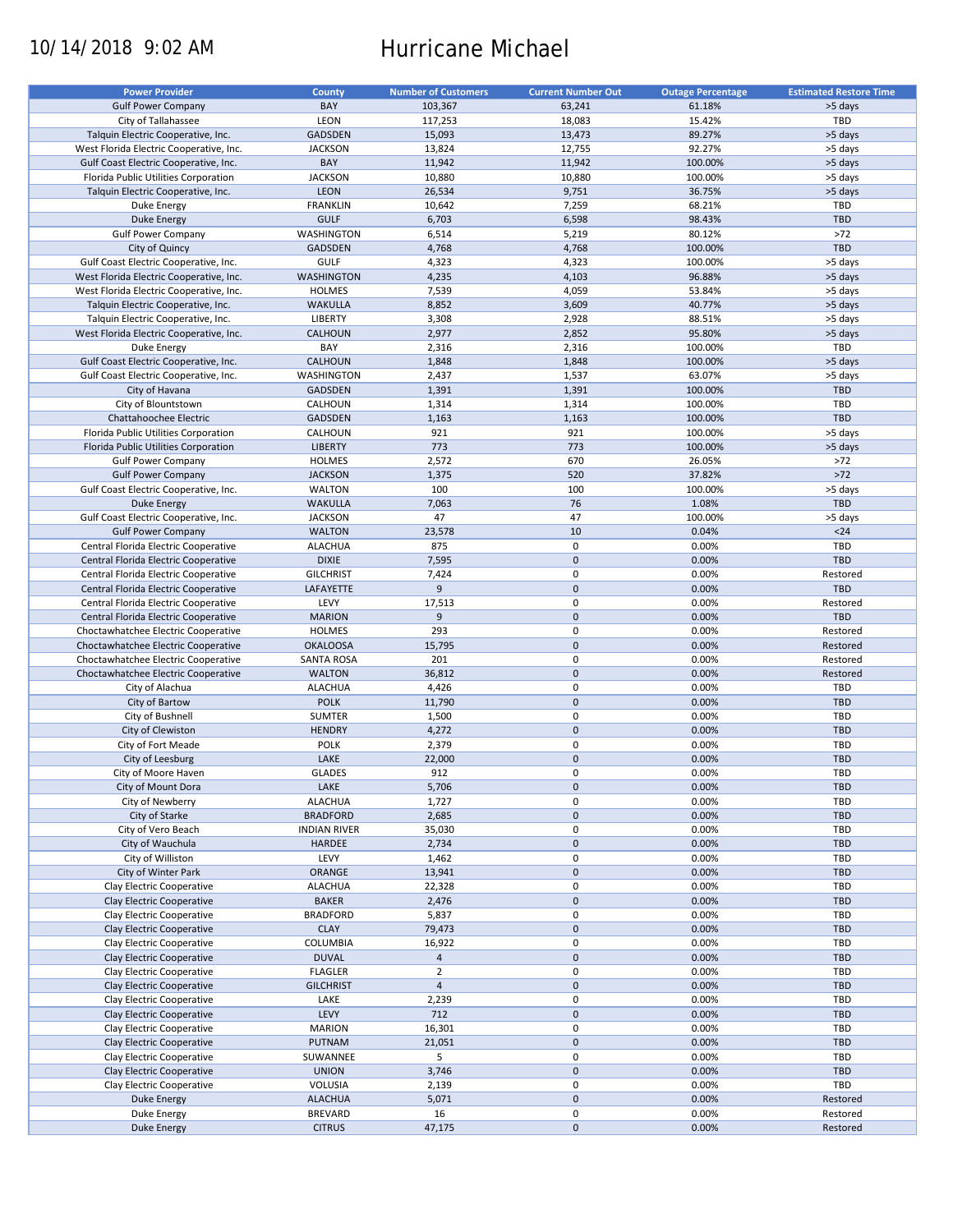10/14/2018 9:02 AM

# Hurricane Michael

| Power Provider | County | Number of Customers | Current Number Out | Outage Percentage | Estimated Restore Time |
|---|---|---|---|---|---|
| Gulf Power Company | BAY | 103,367 | 63,241 | 61.18% | >5 days |
| City of Tallahassee | LEON | 117,253 | 18,083 | 15.42% | TBD |
| Talquin Electric Cooperative, Inc. | GADSDEN | 15,093 | 13,473 | 89.27% | >5 days |
| West Florida Electric Cooperative, Inc. | JACKSON | 13,824 | 12,755 | 92.27% | >5 days |
| Gulf Coast Electric Cooperative, Inc. | BAY | 11,942 | 11,942 | 100.00% | >5 days |
| Florida Public Utilities Corporation | JACKSON | 10,880 | 10,880 | 100.00% | >5 days |
| Talquin Electric Cooperative, Inc. | LEON | 26,534 | 9,751 | 36.75% | >5 days |
| Duke Energy | FRANKLIN | 10,642 | 7,259 | 68.21% | TBD |
| Duke Energy | GULF | 6,703 | 6,598 | 98.43% | TBD |
| Gulf Power Company | WASHINGTON | 6,514 | 5,219 | 80.12% | >72 |
| City of Quincy | GADSDEN | 4,768 | 4,768 | 100.00% | TBD |
| Gulf Coast Electric Cooperative, Inc. | GULF | 4,323 | 4,323 | 100.00% | >5 days |
| West Florida Electric Cooperative, Inc. | WASHINGTON | 4,235 | 4,103 | 96.88% | >5 days |
| West Florida Electric Cooperative, Inc. | HOLMES | 7,539 | 4,059 | 53.84% | >5 days |
| Talquin Electric Cooperative, Inc. | WAKULLA | 8,852 | 3,609 | 40.77% | >5 days |
| Talquin Electric Cooperative, Inc. | LIBERTY | 3,308 | 2,928 | 88.51% | >5 days |
| West Florida Electric Cooperative, Inc. | CALHOUN | 2,977 | 2,852 | 95.80% | >5 days |
| Duke Energy | BAY | 2,316 | 2,316 | 100.00% | TBD |
| Gulf Coast Electric Cooperative, Inc. | CALHOUN | 1,848 | 1,848 | 100.00% | >5 days |
| Gulf Coast Electric Cooperative, Inc. | WASHINGTON | 2,437 | 1,537 | 63.07% | >5 days |
| City of Havana | GADSDEN | 1,391 | 1,391 | 100.00% | TBD |
| City of Blountstown | CALHOUN | 1,314 | 1,314 | 100.00% | TBD |
| Chattahoochee Electric | GADSDEN | 1,163 | 1,163 | 100.00% | TBD |
| Florida Public Utilities Corporation | CALHOUN | 921 | 921 | 100.00% | >5 days |
| Florida Public Utilities Corporation | LIBERTY | 773 | 773 | 100.00% | >5 days |
| Gulf Power Company | HOLMES | 2,572 | 670 | 26.05% | >72 |
| Gulf Power Company | JACKSON | 1,375 | 520 | 37.82% | >72 |
| Gulf Coast Electric Cooperative, Inc. | WALTON | 100 | 100 | 100.00% | >5 days |
| Duke Energy | WAKULLA | 7,063 | 76 | 1.08% | TBD |
| Gulf Coast Electric Cooperative, Inc. | JACKSON | 47 | 47 | 100.00% | >5 days |
| Gulf Power Company | WALTON | 23,578 | 10 | 0.04% | <24 |
| Central Florida Electric Cooperative | ALACHUA | 875 | 0 | 0.00% | TBD |
| Central Florida Electric Cooperative | DIXIE | 7,595 | 0 | 0.00% | TBD |
| Central Florida Electric Cooperative | GILCHRIST | 7,424 | 0 | 0.00% | Restored |
| Central Florida Electric Cooperative | LAFAYETTE | 9 | 0 | 0.00% | TBD |
| Central Florida Electric Cooperative | LEVY | 17,513 | 0 | 0.00% | Restored |
| Central Florida Electric Cooperative | MARION | 9 | 0 | 0.00% | TBD |
| Choctawhatchee Electric Cooperative | HOLMES | 293 | 0 | 0.00% | Restored |
| Choctawhatchee Electric Cooperative | OKALOOSA | 15,795 | 0 | 0.00% | Restored |
| Choctawhatchee Electric Cooperative | SANTA ROSA | 201 | 0 | 0.00% | Restored |
| Choctawhatchee Electric Cooperative | WALTON | 36,812 | 0 | 0.00% | Restored |
| City of Alachua | ALACHUA | 4,426 | 0 | 0.00% | TBD |
| City of Bartow | POLK | 11,790 | 0 | 0.00% | TBD |
| City of Bushnell | SUMTER | 1,500 | 0 | 0.00% | TBD |
| City of Clewiston | HENDRY | 4,272 | 0 | 0.00% | TBD |
| City of Fort Meade | POLK | 2,379 | 0 | 0.00% | TBD |
| City of Leesburg | LAKE | 22,000 | 0 | 0.00% | TBD |
| City of Moore Haven | GLADES | 912 | 0 | 0.00% | TBD |
| City of Mount Dora | LAKE | 5,706 | 0 | 0.00% | TBD |
| City of Newberry | ALACHUA | 1,727 | 0 | 0.00% | TBD |
| City of Starke | BRADFORD | 2,685 | 0 | 0.00% | TBD |
| City of Vero Beach | INDIAN RIVER | 35,030 | 0 | 0.00% | TBD |
| City of Wauchula | HARDEE | 2,734 | 0 | 0.00% | TBD |
| City of Williston | LEVY | 1,462 | 0 | 0.00% | TBD |
| City of Winter Park | ORANGE | 13,941 | 0 | 0.00% | TBD |
| Clay Electric Cooperative | ALACHUA | 22,328 | 0 | 0.00% | TBD |
| Clay Electric Cooperative | BAKER | 2,476 | 0 | 0.00% | TBD |
| Clay Electric Cooperative | BRADFORD | 5,837 | 0 | 0.00% | TBD |
| Clay Electric Cooperative | CLAY | 79,473 | 0 | 0.00% | TBD |
| Clay Electric Cooperative | COLUMBIA | 16,922 | 0 | 0.00% | TBD |
| Clay Electric Cooperative | DUVAL | 4 | 0 | 0.00% | TBD |
| Clay Electric Cooperative | FLAGLER | 2 | 0 | 0.00% | TBD |
| Clay Electric Cooperative | GILCHRIST | 4 | 0 | 0.00% | TBD |
| Clay Electric Cooperative | LAKE | 2,239 | 0 | 0.00% | TBD |
| Clay Electric Cooperative | LEVY | 712 | 0 | 0.00% | TBD |
| Clay Electric Cooperative | MARION | 16,301 | 0 | 0.00% | TBD |
| Clay Electric Cooperative | PUTNAM | 21,051 | 0 | 0.00% | TBD |
| Clay Electric Cooperative | SUWANNEE | 5 | 0 | 0.00% | TBD |
| Clay Electric Cooperative | UNION | 3,746 | 0 | 0.00% | TBD |
| Clay Electric Cooperative | VOLUSIA | 2,139 | 0 | 0.00% | TBD |
| Duke Energy | ALACHUA | 5,071 | 0 | 0.00% | Restored |
| Duke Energy | BREVARD | 16 | 0 | 0.00% | Restored |
| Duke Energy | CITRUS | 47,175 | 0 | 0.00% | Restored |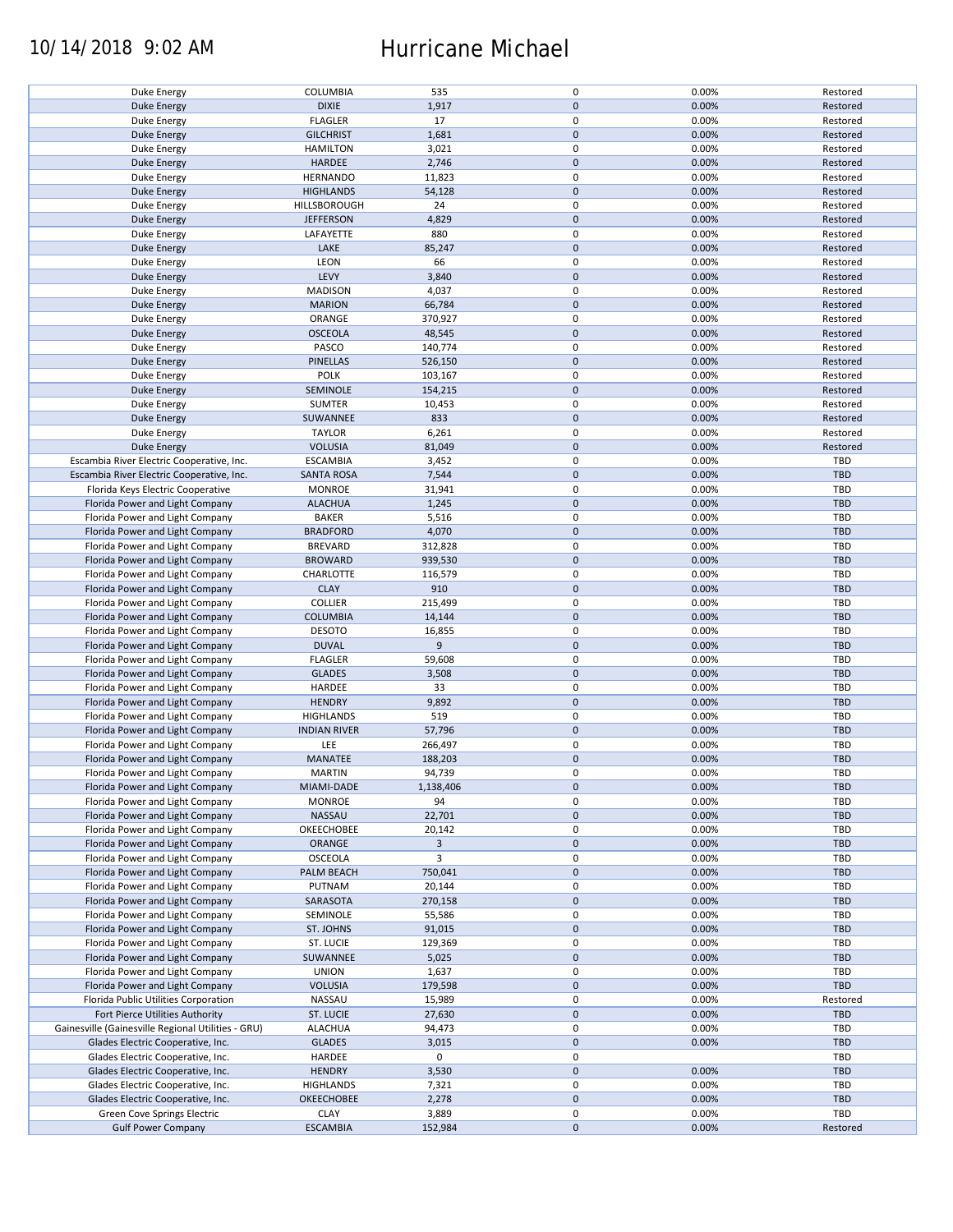| Duke Energy | COLUMBIA | 535 | 0 | 0.00% | Restored |
|---|---|---|---|---|---|
| Duke Energy | DIXIE | 1,917 | 0 | 0.00% | Restored |
| Duke Energy | FLAGLER | 17 | 0 | 0.00% | Restored |
| Duke Energy | GILCHRIST | 1,681 | 0 | 0.00% | Restored |
| Duke Energy | HAMILTON | 3,021 | 0 | 0.00% | Restored |
| Duke Energy | HARDEE | 2,746 | 0 | 0.00% | Restored |
| Duke Energy | HERNANDO | 11,823 | 0 | 0.00% | Restored |
| Duke Energy | HIGHLANDS | 54,128 | 0 | 0.00% | Restored |
| Duke Energy | HILLSBOROUGH | 24 | 0 | 0.00% | Restored |
| Duke Energy | JEFFERSON | 4,829 | 0 | 0.00% | Restored |
| Duke Energy | LAFAYETTE | 880 | 0 | 0.00% | Restored |
| Duke Energy | LAKE | 85,247 | 0 | 0.00% | Restored |
| Duke Energy | LEON | 66 | 0 | 0.00% | Restored |
| Duke Energy | LEVY | 3,840 | 0 | 0.00% | Restored |
| Duke Energy | MADISON | 4,037 | 0 | 0.00% | Restored |
| Duke Energy | MARION | 66,784 | 0 | 0.00% | Restored |
| Duke Energy | ORANGE | 370,927 | 0 | 0.00% | Restored |
| Duke Energy | OSCEOLA | 48,545 | 0 | 0.00% | Restored |
| Duke Energy | PASCO | 140,774 | 0 | 0.00% | Restored |
| Duke Energy | PINELLAS | 526,150 | 0 | 0.00% | Restored |
| Duke Energy | POLK | 103,167 | 0 | 0.00% | Restored |
| Duke Energy | SEMINOLE | 154,215 | 0 | 0.00% | Restored |
| Duke Energy | SUMTER | 10,453 | 0 | 0.00% | Restored |
| Duke Energy | SUWANNEE | 833 | 0 | 0.00% | Restored |
| Duke Energy | TAYLOR | 6,261 | 0 | 0.00% | Restored |
| Duke Energy | VOLUSIA | 81,049 | 0 | 0.00% | Restored |
| Escambia River Electric Cooperative, Inc. | ESCAMBIA | 3,452 | 0 | 0.00% | TBD |
| Escambia River Electric Cooperative, Inc. | SANTA ROSA | 7,544 | 0 | 0.00% | TBD |
| Florida Keys Electric Cooperative | MONROE | 31,941 | 0 | 0.00% | TBD |
| Florida Power and Light Company | ALACHUA | 1,245 | 0 | 0.00% | TBD |
| Florida Power and Light Company | BAKER | 5,516 | 0 | 0.00% | TBD |
| Florida Power and Light Company | BRADFORD | 4,070 | 0 | 0.00% | TBD |
| Florida Power and Light Company | BREVARD | 312,828 | 0 | 0.00% | TBD |
| Florida Power and Light Company | BROWARD | 939,530 | 0 | 0.00% | TBD |
| Florida Power and Light Company | CHARLOTTE | 116,579 | 0 | 0.00% | TBD |
| Florida Power and Light Company | CLAY | 910 | 0 | 0.00% | TBD |
| Florida Power and Light Company | COLLIER | 215,499 | 0 | 0.00% | TBD |
| Florida Power and Light Company | COLUMBIA | 14,144 | 0 | 0.00% | TBD |
| Florida Power and Light Company | DESOTO | 16,855 | 0 | 0.00% | TBD |
| Florida Power and Light Company | DUVAL | 9 | 0 | 0.00% | TBD |
| Florida Power and Light Company | FLAGLER | 59,608 | 0 | 0.00% | TBD |
| Florida Power and Light Company | GLADES | 3,508 | 0 | 0.00% | TBD |
| Florida Power and Light Company | HARDEE | 33 | 0 | 0.00% | TBD |
| Florida Power and Light Company | HENDRY | 9,892 | 0 | 0.00% | TBD |
| Florida Power and Light Company | HIGHLANDS | 519 | 0 | 0.00% | TBD |
| Florida Power and Light Company | INDIAN RIVER | 57,796 | 0 | 0.00% | TBD |
| Florida Power and Light Company | LEE | 266,497 | 0 | 0.00% | TBD |
| Florida Power and Light Company | MANATEE | 188,203 | 0 | 0.00% | TBD |
| Florida Power and Light Company | MARTIN | 94,739 | 0 | 0.00% | TBD |
| Florida Power and Light Company | MIAMI-DADE | 1,138,406 | 0 | 0.00% | TBD |
| Florida Power and Light Company | MONROE | 94 | 0 | 0.00% | TBD |
| Florida Power and Light Company | NASSAU | 22,701 | 0 | 0.00% | TBD |
| Florida Power and Light Company | OKEECHOBEE | 20,142 | 0 | 0.00% | TBD |
| Florida Power and Light Company | ORANGE | 3 | 0 | 0.00% | TBD |
| Florida Power and Light Company | OSCEOLA | 3 | 0 | 0.00% | TBD |
| Florida Power and Light Company | PALM BEACH | 750,041 | 0 | 0.00% | TBD |
| Florida Power and Light Company | PUTNAM | 20,144 | 0 | 0.00% | TBD |
| Florida Power and Light Company | SARASOTA | 270,158 | 0 | 0.00% | TBD |
| Florida Power and Light Company | SEMINOLE | 55,586 | 0 | 0.00% | TBD |
| Florida Power and Light Company | ST. JOHNS | 91,015 | 0 | 0.00% | TBD |
| Florida Power and Light Company | ST. LUCIE | 129,369 | 0 | 0.00% | TBD |
| Florida Power and Light Company | SUWANNEE | 5,025 | 0 | 0.00% | TBD |
| Florida Power and Light Company | UNION | 1,637 | 0 | 0.00% | TBD |
| Florida Power and Light Company | VOLUSIA | 179,598 | 0 | 0.00% | TBD |
| Florida Public Utilities Corporation | NASSAU | 15,989 | 0 | 0.00% | Restored |
| Fort Pierce Utilities Authority | ST. LUCIE | 27,630 | 0 | 0.00% | TBD |
| Gainesville (Gainesville Regional Utilities - GRU) | ALACHUA | 94,473 | 0 | 0.00% | TBD |
| Glades Electric Cooperative, Inc. | GLADES | 3,015 | 0 | 0.00% | TBD |
| Glades Electric Cooperative, Inc. | HARDEE | 0 | 0 | | TBD |
| Glades Electric Cooperative, Inc. | HENDRY | 3,530 | 0 | 0.00% | TBD |
| Glades Electric Cooperative, Inc. | HIGHLANDS | 7,321 | 0 | 0.00% | TBD |
| Glades Electric Cooperative, Inc. | OKEECHOBEE | 2,278 | 0 | 0.00% | TBD |
| Green Cove Springs Electric | CLAY | 3,889 | 0 | 0.00% | TBD |
| Gulf Power Company | ESCAMBIA | 152,984 | 0 | 0.00% | Restored |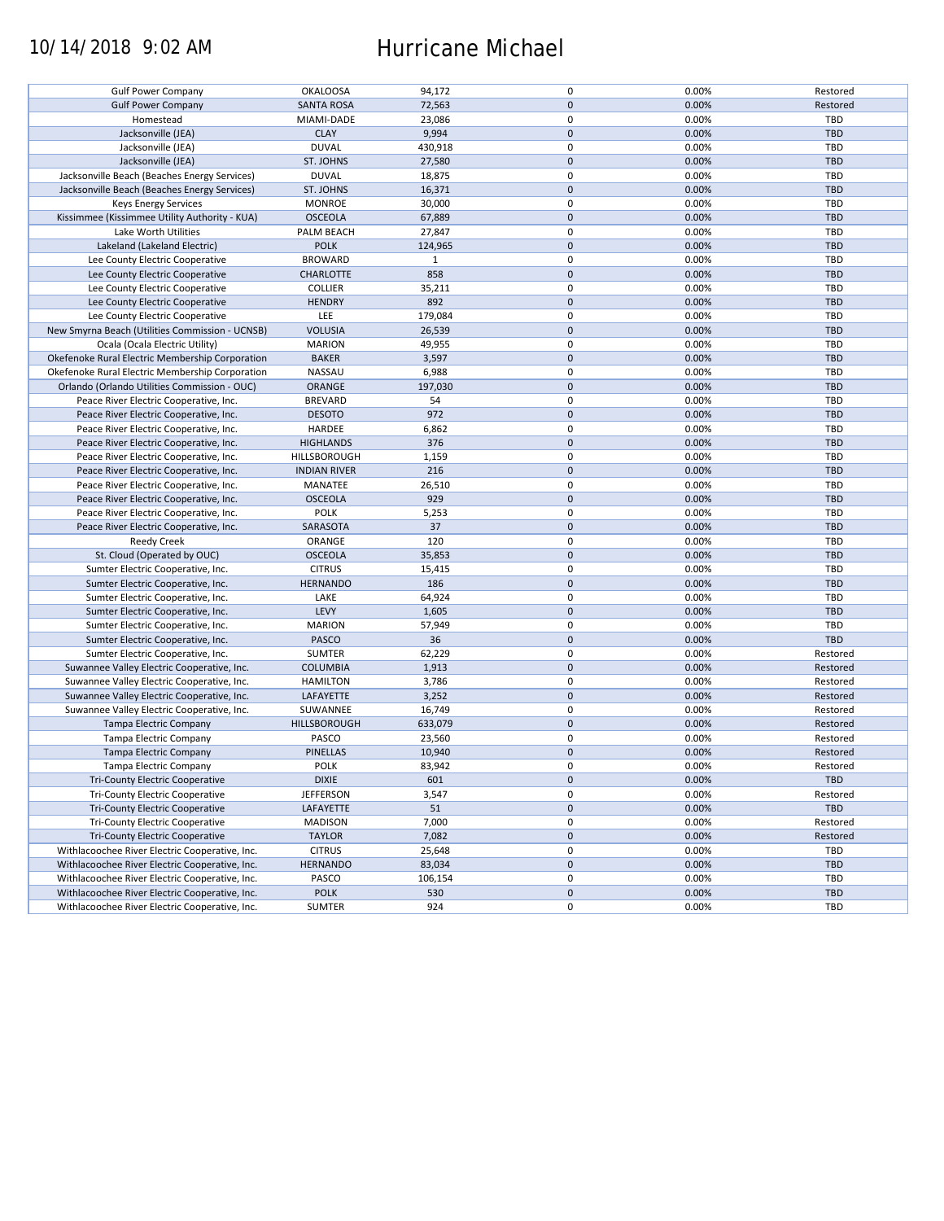| | | | | | |
|---|---|---|---|---|---|
| Gulf Power Company | OKALOOSA | 94,172 | 0 | 0.00% | Restored |
| Gulf Power Company | SANTA ROSA | 72,563 | 0 | 0.00% | Restored |
| Homestead | MIAMI-DADE | 23,086 | 0 | 0.00% | TBD |
| Jacksonville (JEA) | CLAY | 9,994 | 0 | 0.00% | TBD |
| Jacksonville (JEA) | DUVAL | 430,918 | 0 | 0.00% | TBD |
| Jacksonville (JEA) | ST. JOHNS | 27,580 | 0 | 0.00% | TBD |
| Jacksonville Beach (Beaches Energy Services) | DUVAL | 18,875 | 0 | 0.00% | TBD |
| Jacksonville Beach (Beaches Energy Services) | ST. JOHNS | 16,371 | 0 | 0.00% | TBD |
| Keys Energy Services | MONROE | 30,000 | 0 | 0.00% | TBD |
| Kissimmee (Kissimmee Utility Authority - KUA) | OSCEOLA | 67,889 | 0 | 0.00% | TBD |
| Lake Worth Utilities | PALM BEACH | 27,847 | 0 | 0.00% | TBD |
| Lakeland (Lakeland Electric) | POLK | 124,965 | 0 | 0.00% | TBD |
| Lee County Electric Cooperative | BROWARD | 1 | 0 | 0.00% | TBD |
| Lee County Electric Cooperative | CHARLOTTE | 858 | 0 | 0.00% | TBD |
| Lee County Electric Cooperative | COLLIER | 35,211 | 0 | 0.00% | TBD |
| Lee County Electric Cooperative | HENDRY | 892 | 0 | 0.00% | TBD |
| Lee County Electric Cooperative | LEE | 179,084 | 0 | 0.00% | TBD |
| New Smyrna Beach (Utilities Commission - UCNSB) | VOLUSIA | 26,539 | 0 | 0.00% | TBD |
| Ocala (Ocala Electric Utility) | MARION | 49,955 | 0 | 0.00% | TBD |
| Okefenoke Rural Electric Membership Corporation | BAKER | 3,597 | 0 | 0.00% | TBD |
| Okefenoke Rural Electric Membership Corporation | NASSAU | 6,988 | 0 | 0.00% | TBD |
| Orlando (Orlando Utilities Commission - OUC) | ORANGE | 197,030 | 0 | 0.00% | TBD |
| Peace River Electric Cooperative, Inc. | BREVARD | 54 | 0 | 0.00% | TBD |
| Peace River Electric Cooperative, Inc. | DESOTO | 972 | 0 | 0.00% | TBD |
| Peace River Electric Cooperative, Inc. | HARDEE | 6,862 | 0 | 0.00% | TBD |
| Peace River Electric Cooperative, Inc. | HIGHLANDS | 376 | 0 | 0.00% | TBD |
| Peace River Electric Cooperative, Inc. | HILLSBOROUGH | 1,159 | 0 | 0.00% | TBD |
| Peace River Electric Cooperative, Inc. | INDIAN RIVER | 216 | 0 | 0.00% | TBD |
| Peace River Electric Cooperative, Inc. | MANATEE | 26,510 | 0 | 0.00% | TBD |
| Peace River Electric Cooperative, Inc. | OSCEOLA | 929 | 0 | 0.00% | TBD |
| Peace River Electric Cooperative, Inc. | POLK | 5,253 | 0 | 0.00% | TBD |
| Peace River Electric Cooperative, Inc. | SARASOTA | 37 | 0 | 0.00% | TBD |
| Reedy Creek | ORANGE | 120 | 0 | 0.00% | TBD |
| St. Cloud (Operated by OUC) | OSCEOLA | 35,853 | 0 | 0.00% | TBD |
| Sumter Electric Cooperative, Inc. | CITRUS | 15,415 | 0 | 0.00% | TBD |
| Sumter Electric Cooperative, Inc. | HERNANDO | 186 | 0 | 0.00% | TBD |
| Sumter Electric Cooperative, Inc. | LAKE | 64,924 | 0 | 0.00% | TBD |
| Sumter Electric Cooperative, Inc. | LEVY | 1,605 | 0 | 0.00% | TBD |
| Sumter Electric Cooperative, Inc. | MARION | 57,949 | 0 | 0.00% | TBD |
| Sumter Electric Cooperative, Inc. | PASCO | 36 | 0 | 0.00% | TBD |
| Sumter Electric Cooperative, Inc. | SUMTER | 62,229 | 0 | 0.00% | Restored |
| Suwannee Valley Electric Cooperative, Inc. | COLUMBIA | 1,913 | 0 | 0.00% | Restored |
| Suwannee Valley Electric Cooperative, Inc. | HAMILTON | 3,786 | 0 | 0.00% | Restored |
| Suwannee Valley Electric Cooperative, Inc. | LAFAYETTE | 3,252 | 0 | 0.00% | Restored |
| Suwannee Valley Electric Cooperative, Inc. | SUWANNEE | 16,749 | 0 | 0.00% | Restored |
| Tampa Electric Company | HILLSBOROUGH | 633,079 | 0 | 0.00% | Restored |
| Tampa Electric Company | PASCO | 23,560 | 0 | 0.00% | Restored |
| Tampa Electric Company | PINELLAS | 10,940 | 0 | 0.00% | Restored |
| Tampa Electric Company | POLK | 83,942 | 0 | 0.00% | Restored |
| Tri-County Electric Cooperative | DIXIE | 601 | 0 | 0.00% | TBD |
| Tri-County Electric Cooperative | JEFFERSON | 3,547 | 0 | 0.00% | Restored |
| Tri-County Electric Cooperative | LAFAYETTE | 51 | 0 | 0.00% | TBD |
| Tri-County Electric Cooperative | MADISON | 7,000 | 0 | 0.00% | Restored |
| Tri-County Electric Cooperative | TAYLOR | 7,082 | 0 | 0.00% | Restored |
| Withlacoochee River Electric Cooperative, Inc. | CITRUS | 25,648 | 0 | 0.00% | TBD |
| Withlacoochee River Electric Cooperative, Inc. | HERNANDO | 83,034 | 0 | 0.00% | TBD |
| Withlacoochee River Electric Cooperative, Inc. | PASCO | 106,154 | 0 | 0.00% | TBD |
| Withlacoochee River Electric Cooperative, Inc. | POLK | 530 | 0 | 0.00% | TBD |
| Withlacoochee River Electric Cooperative, Inc. | SUMTER | 924 | 0 | 0.00% | TBD |